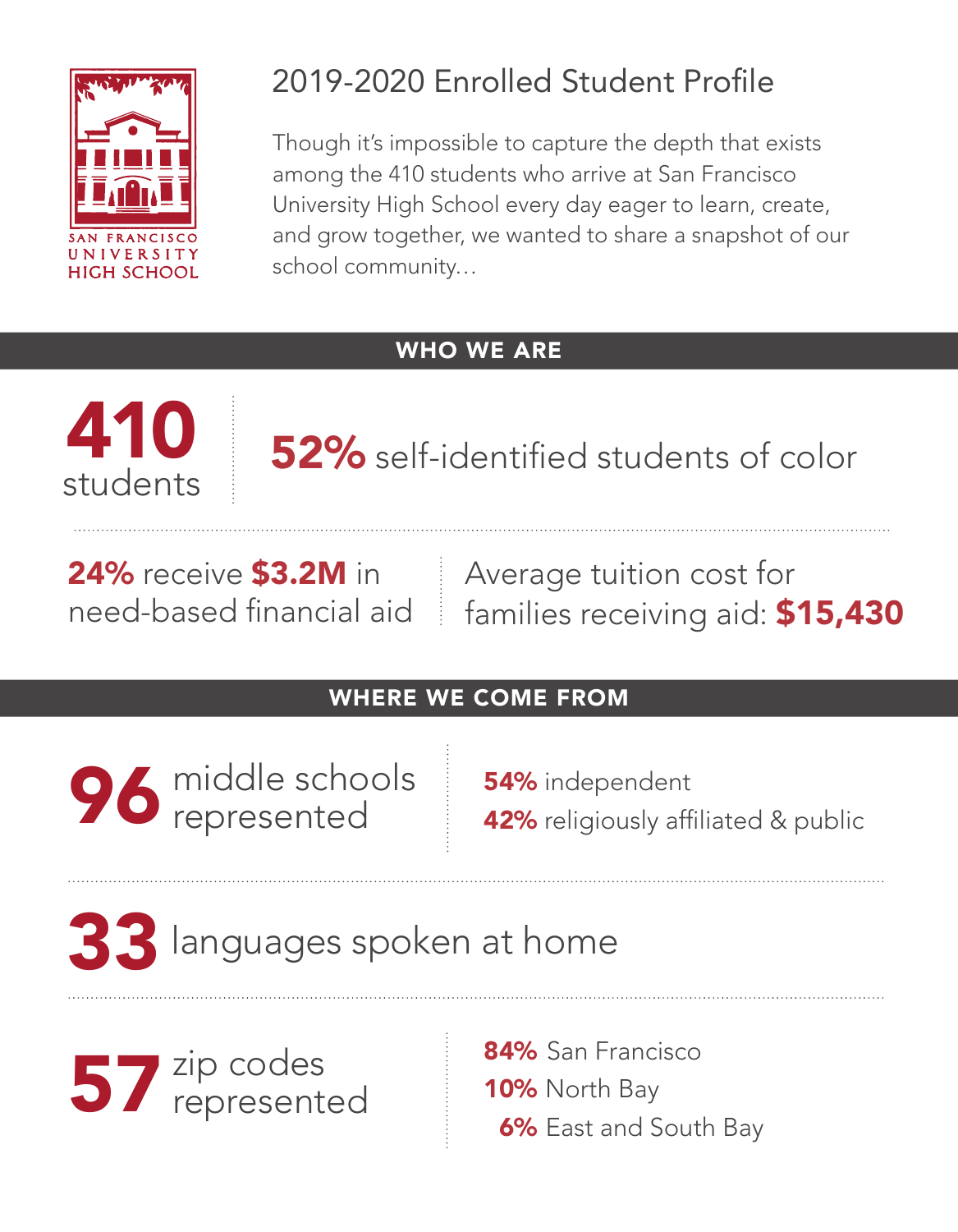SAN FRANCISCO UNIVERSITY HIGH SCHOOL

# 2019-2020 Enrolled Student Profile

Though it's impossible to capture the depth that exists among the 410 students who arrive at San Francisco University High School every day eager to learn, create, and grow together, we wanted to share a snapshot of our school community...

## WHO WE ARE

**410** students

**52%** self-identified students of color

**24%** receive **$3.2M** in need-based financial aid

Average tuition cost for families receiving aid: **$15,430**

## WHERE WE COME FROM

**96** middle schools represented

- **54%** independent
- **42%** religiously affiliated & public

**33** languages spoken at home

**57** zip codes represented

- **84%** San Francisco
- **10%** North Bay
- **6%** East and South Bay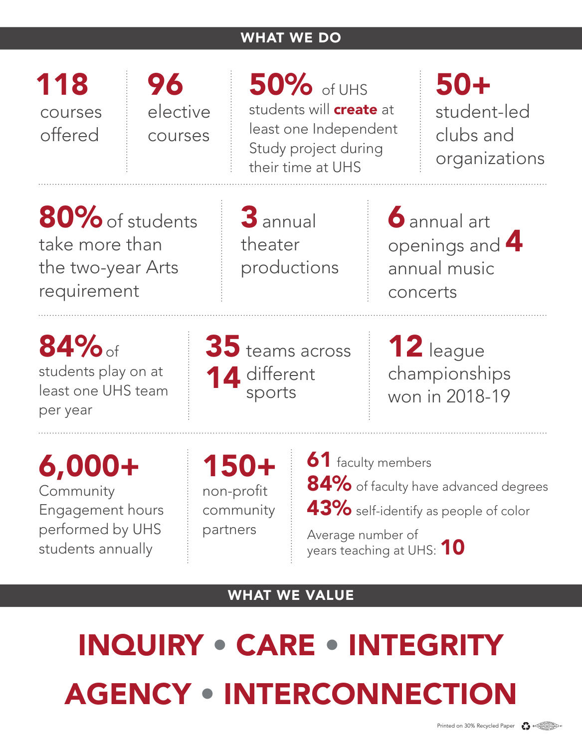## WHAT WE DO

**118** courses offered

**96** elective courses

**50%** of UHS students will **create** at least one Independent Study project during their time at UHS

**50+** student-led clubs and organizations

**80%** of students take more than the two-year Arts requirement

**3** annual theater productions

**6** annual art openings and **4** annual music concerts

**84%** of students play on at least one UHS team per year

**35** teams across **14** different sports

**12** league championships won in 2018-19

**6,000+** Community Engagement hours performed by UHS students annually

**150+** non-profit community partners

**61** faculty members

**84%** of faculty have advanced degrees

**43%** self-identify as people of color

Average number of years teaching at UHS: **10**

## WHAT WE VALUE

# INQUIRY • CARE • INTEGRITY
# AGENCY • INTERCONNECTION

Printed on 30% Recycled Paper